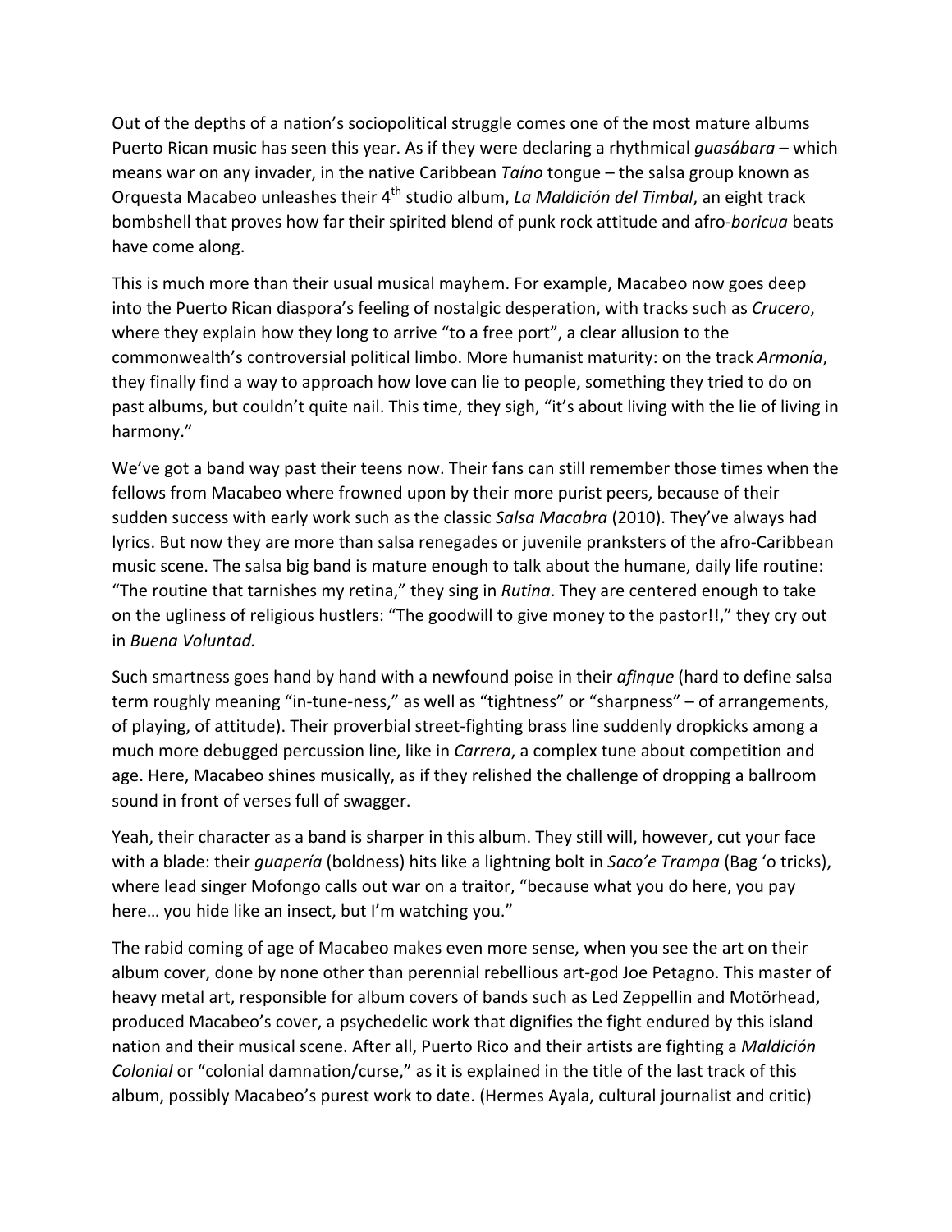Out of the depths of a nation's sociopolitical struggle comes one of the most mature albums Puerto Rican music has seen this year. As if they were declaring a rhythmical *guasábara* – which means war on any invader, in the native Caribbean *Taíno* tongue – the salsa group known as Orquesta Macabeo unleashes their 4th studio album, *La Maldición del Timbal*, an eight track bombshell that proves how far their spirited blend of punk rock attitude and afro-*boricua* beats have come along.

This is much more than their usual musical mayhem. For example, Macabeo now goes deep into the Puerto Rican diaspora's feeling of nostalgic desperation, with tracks such as *Crucero*, where they explain how they long to arrive "to a free port", a clear allusion to the commonwealth's controversial political limbo. More humanist maturity: on the track *Armonía*, they finally find a way to approach how love can lie to people, something they tried to do on past albums, but couldn't quite nail. This time, they sigh, "it's about living with the lie of living in harmony."

We've got a band way past their teens now. Their fans can still remember those times when the fellows from Macabeo where frowned upon by their more purist peers, because of their sudden success with early work such as the classic *Salsa Macabra* (2010). They've always had lyrics. But now they are more than salsa renegades or juvenile pranksters of the afro-Caribbean music scene. The salsa big band is mature enough to talk about the humane, daily life routine: "The routine that tarnishes my retina," they sing in *Rutina*. They are centered enough to take on the ugliness of religious hustlers: "The goodwill to give money to the pastor!!," they cry out in *Buena Voluntad.*

Such smartness goes hand by hand with a newfound poise in their *afinque* (hard to define salsa term roughly meaning "in-tune-ness," as well as "tightness" or "sharpness" – of arrangements, of playing, of attitude). Their proverbial street-fighting brass line suddenly dropkicks among a much more debugged percussion line, like in *Carrera*, a complex tune about competition and age. Here, Macabeo shines musically, as if they relished the challenge of dropping a ballroom sound in front of verses full of swagger.

Yeah, their character as a band is sharper in this album. They still will, however, cut your face with a blade: their *guapería* (boldness) hits like a lightning bolt in *Saco'e Trampa* (Bag 'o tricks), where lead singer Mofongo calls out war on a traitor, "because what you do here, you pay here… you hide like an insect, but I'm watching you."

The rabid coming of age of Macabeo makes even more sense, when you see the art on their album cover, done by none other than perennial rebellious art-god Joe Petagno. This master of heavy metal art, responsible for album covers of bands such as Led Zeppellin and Motörhead, produced Macabeo's cover, a psychedelic work that dignifies the fight endured by this island nation and their musical scene. After all, Puerto Rico and their artists are fighting a *Maldición Colonial* or "colonial damnation/curse," as it is explained in the title of the last track of this album, possibly Macabeo's purest work to date. (Hermes Ayala, cultural journalist and critic)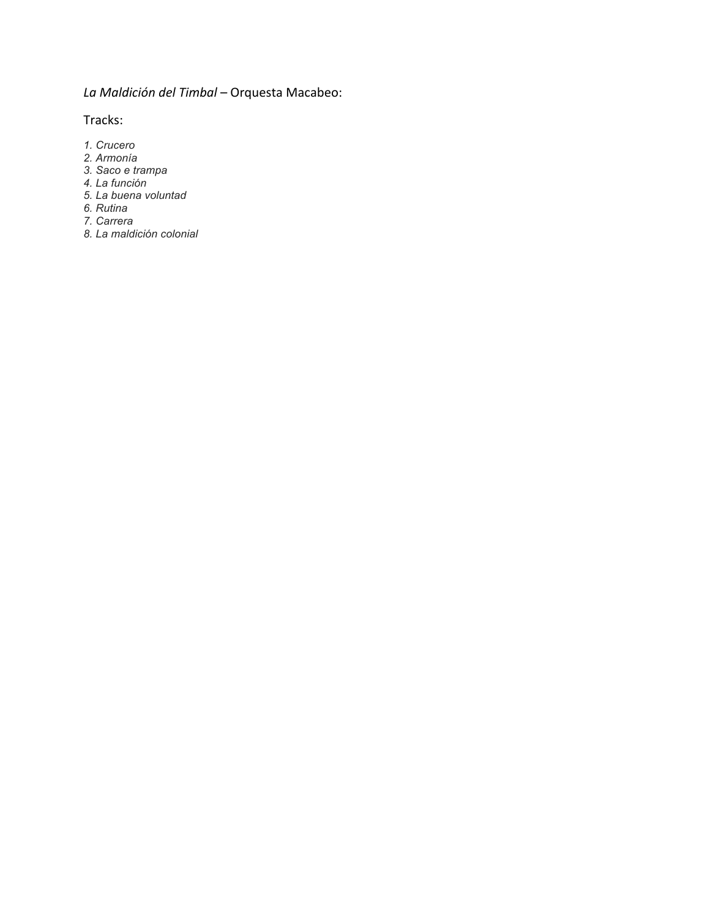*La Maldición del Timbal* – Orquesta Macabeo:

Tracks:

1. *Crucero*
2. *Armonía*
3. *Saco e trampa*
4. *La función*
5. *La buena voluntad*
6. *Rutina*
7. *Carrera*
8. *La maldición colonial*